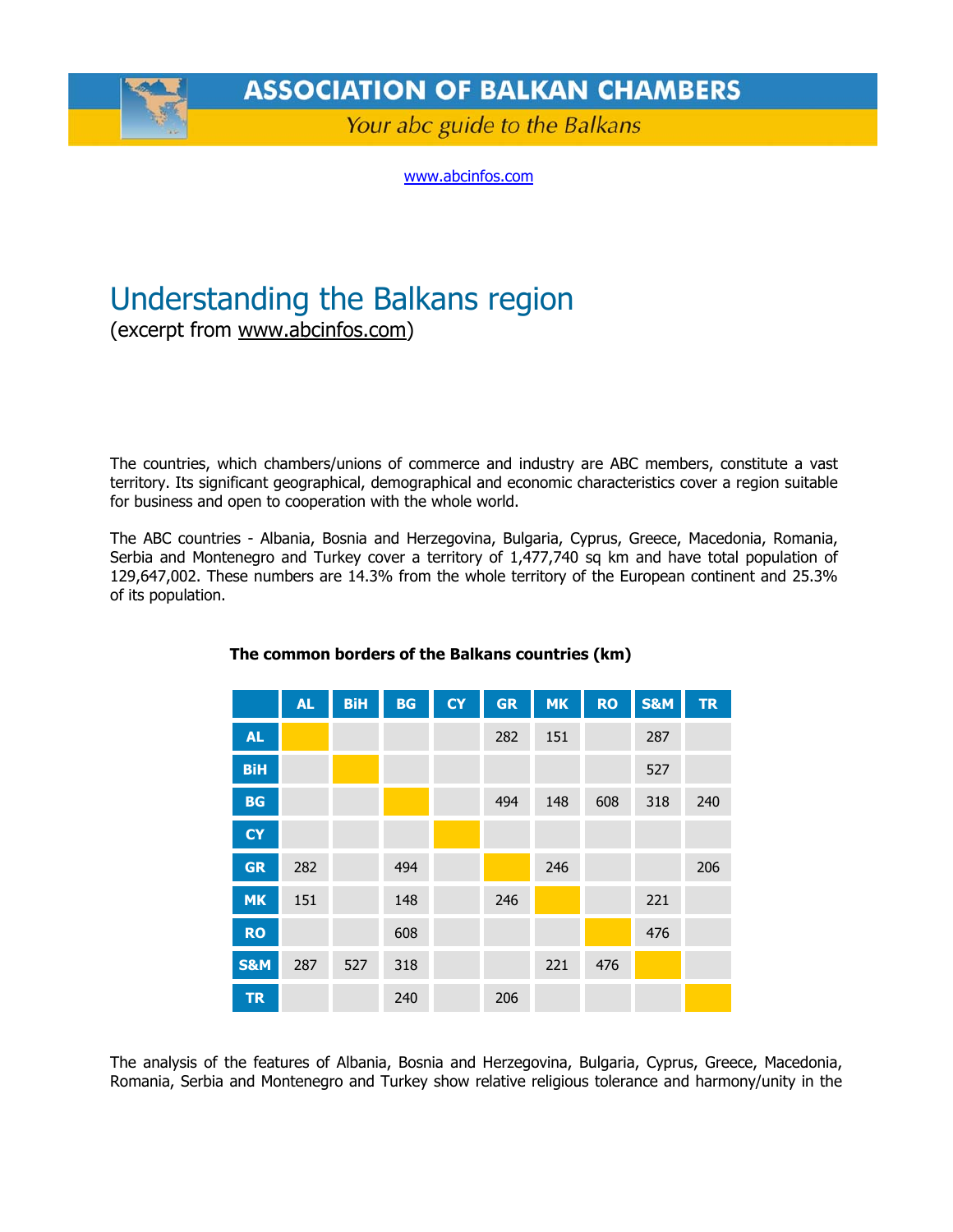# ASSOCIATION OF BALKAN CHAMBERS

*Your abc guide to the Balkans*

www.abcinfos.com

# Understanding the Balkans region

(excerpt from www.abcinfos.com)

The countries, which chambers/unions of commerce and industry are ABC members, constitute a vast territory. Its significant geographical, demographical and economic characteristics cover a region suitable for business and open to cooperation with the whole world.

The ABC countries - Albania, Bosnia and Herzegovina, Bulgaria, Cyprus, Greece, Macedonia, Romania, Serbia and Montenegro and Turkey cover a territory of 1,477,740 sq km and have total population of 129,647,002. These numbers are 14.3% from the whole territory of the European continent and 25.3% of its population.

**The common borders of the Balkans countries (km)**

| | AL | BiH | BG | CY | GR | MK | RO | S&M | TR |
|---|---|---|---|---|---|---|---|---|---|
| **AL** | | | | | 282 | 151 | | 287 | |
| **BiH** | | | | | | | | 527 | |
| **BG** | | | | | 494 | 148 | 608 | 318 | 240 |
| **CY** | | | | | | | | | |
| **GR** | 282 | | 494 | | | 246 | | | 206 |
| **MK** | 151 | | 148 | | 246 | | | 221 | |
| **RO** | | | 608 | | | | | 476 | |
| **S&M** | 287 | 527 | 318 | | | 221 | 476 | | |
| **TR** | | | 240 | | 206 | | | | |

The analysis of the features of Albania, Bosnia and Herzegovina, Bulgaria, Cyprus, Greece, Macedonia, Romania, Serbia and Montenegro and Turkey show relative religious tolerance and harmony/unity in the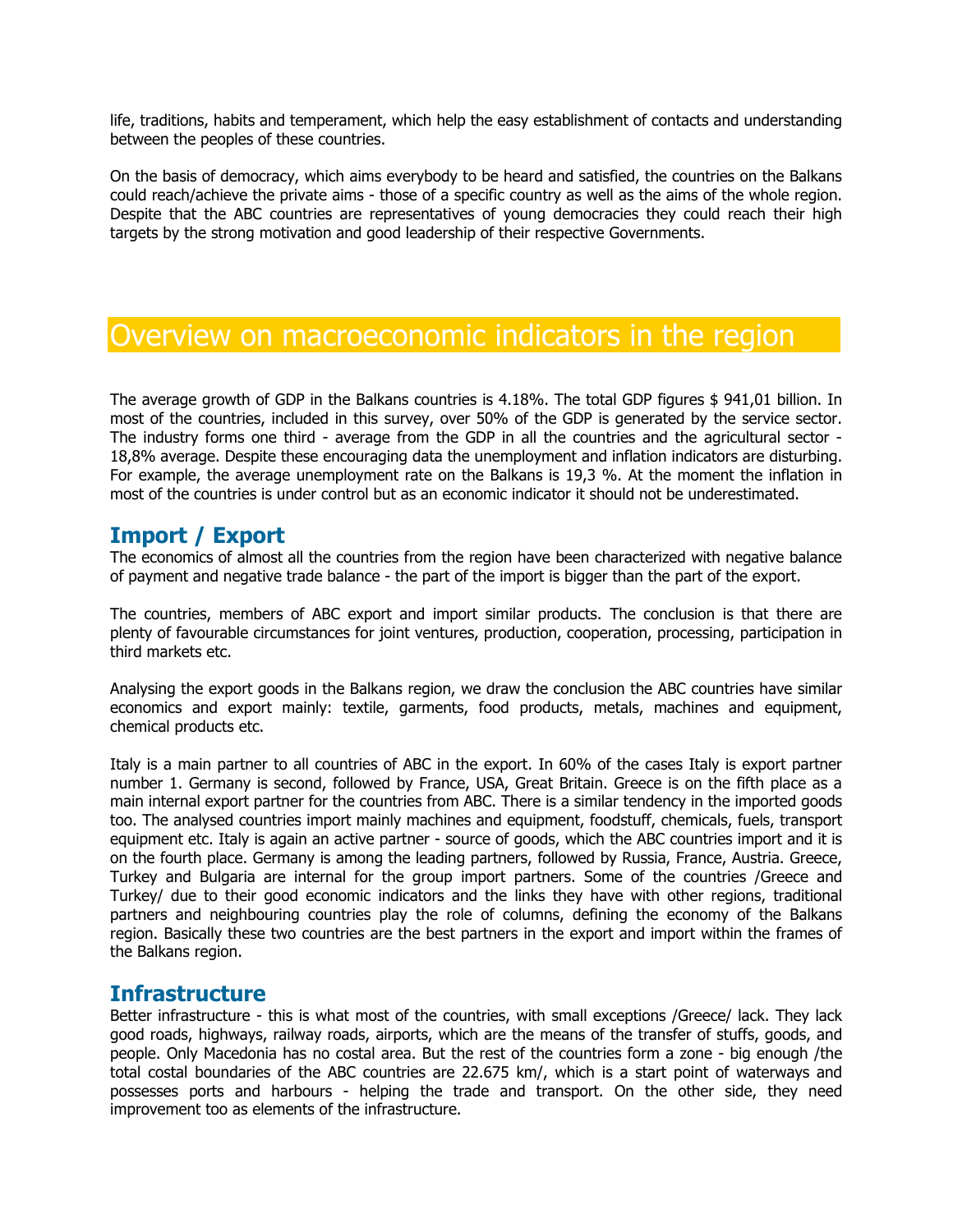life, traditions, habits and temperament, which help the easy establishment of contacts and understanding between the peoples of these countries.

On the basis of democracy, which aims everybody to be heard and satisfied, the countries on the Balkans could reach/achieve the private aims - those of a specific country as well as the aims of the whole region. Despite that the ABC countries are representatives of young democracies they could reach their high targets by the strong motivation and good leadership of their respective Governments.

# Overview on macroeconomic indicators in the region

The average growth of GDP in the Balkans countries is 4.18%. The total GDP figures $ 941,01 billion. In most of the countries, included in this survey, over 50% of the GDP is generated by the service sector. The industry forms one third - average from the GDP in all the countries and the agricultural sector - 18,8% average. Despite these encouraging data the unemployment and inflation indicators are disturbing. For example, the average unemployment rate on the Balkans is 19,3 %. At the moment the inflation in most of the countries is under control but as an economic indicator it should not be underestimated.

## Import / Export

The economics of almost all the countries from the region have been characterized with negative balance of payment and negative trade balance - the part of the import is bigger than the part of the export.

The countries, members of ABC export and import similar products. The conclusion is that there are plenty of favourable circumstances for joint ventures, production, cooperation, processing, participation in third markets etc.

Analysing the export goods in the Balkans region, we draw the conclusion the ABC countries have similar economics and export mainly: textile, garments, food products, metals, machines and equipment, chemical products etc.

Italy is a main partner to all countries of ABC in the export. In 60% of the cases Italy is export partner number 1. Germany is second, followed by France, USA, Great Britain. Greece is on the fifth place as a main internal export partner for the countries from ABC. There is a similar tendency in the imported goods too. The analysed countries import mainly machines and equipment, foodstuff, chemicals, fuels, transport equipment etc. Italy is again an active partner - source of goods, which the ABC countries import and it is on the fourth place. Germany is among the leading partners, followed by Russia, France, Austria. Greece, Turkey and Bulgaria are internal for the group import partners. Some of the countries /Greece and Turkey/ due to their good economic indicators and the links they have with other regions, traditional partners and neighbouring countries play the role of columns, defining the economy of the Balkans region. Basically these two countries are the best partners in the export and import within the frames of the Balkans region.

## Infrastructure

Better infrastructure - this is what most of the countries, with small exceptions /Greece/ lack. They lack good roads, highways, railway roads, airports, which are the means of the transfer of stuffs, goods, and people. Only Macedonia has no costal area. But the rest of the countries form a zone - big enough /the total costal boundaries of the ABC countries are 22.675 km/, which is a start point of waterways and possesses ports and harbours - helping the trade and transport. On the other side, they need improvement too as elements of the infrastructure.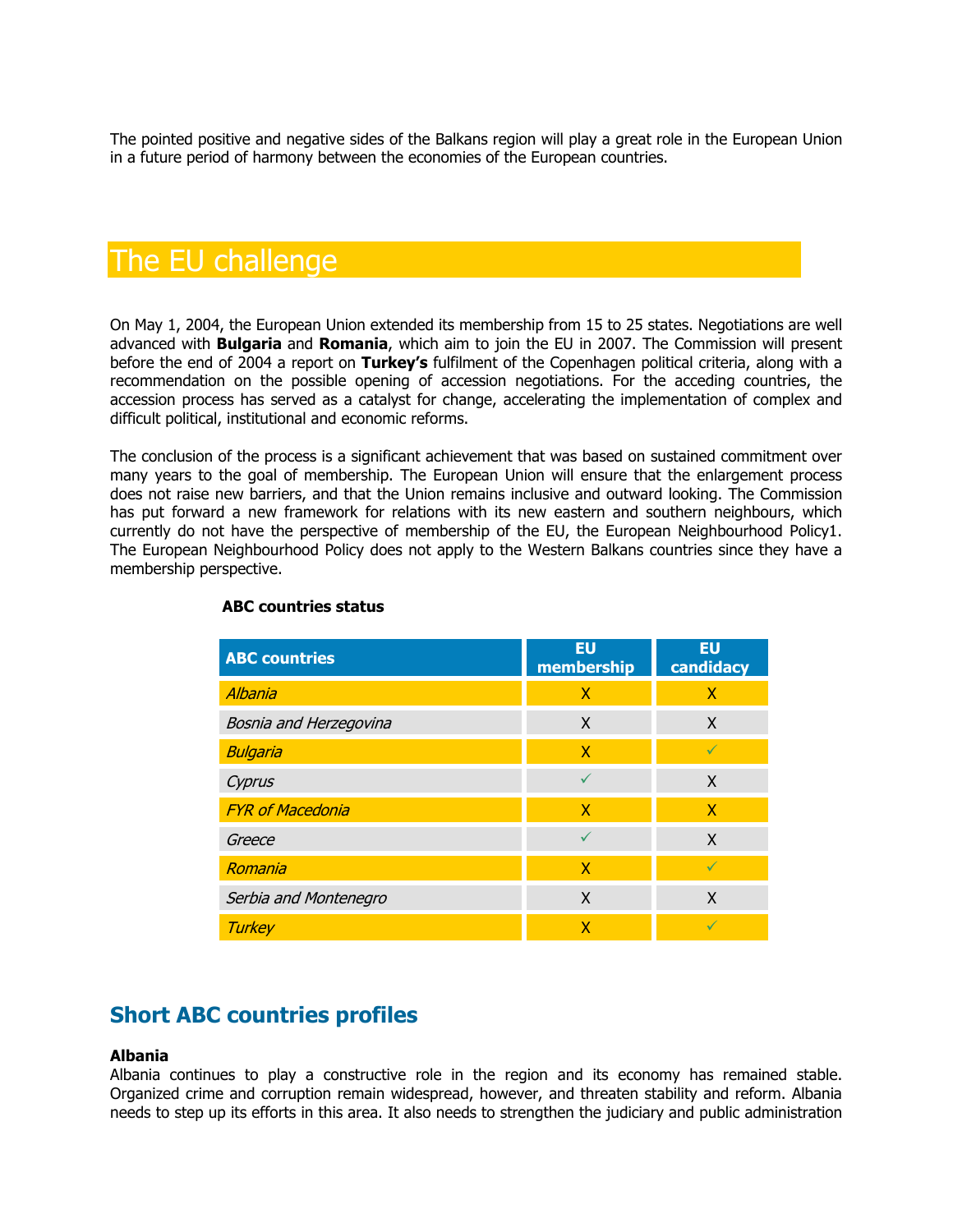The pointed positive and negative sides of the Balkans region will play a great role in the European Union in a future period of harmony between the economies of the European countries.

# The EU challenge

On May 1, 2004, the European Union extended its membership from 15 to 25 states. Negotiations are well advanced with **Bulgaria** and **Romania**, which aim to join the EU in 2007. The Commission will present before the end of 2004 a report on **Turkey's** fulfilment of the Copenhagen political criteria, along with a recommendation on the possible opening of accession negotiations. For the acceding countries, the accession process has served as a catalyst for change, accelerating the implementation of complex and difficult political, institutional and economic reforms.

The conclusion of the process is a significant achievement that was based on sustained commitment over many years to the goal of membership. The European Union will ensure that the enlargement process does not raise new barriers, and that the Union remains inclusive and outward looking. The Commission has put forward a new framework for relations with its new eastern and southern neighbours, which currently do not have the perspective of membership of the EU, the European Neighbourhood Policy1. The European Neighbourhood Policy does not apply to the Western Balkans countries since they have a membership perspective.

**ABC countries status**

| ABC countries | EU membership | EU candidacy |
|---|---|---|
| *Albania* | X | X |
| *Bosnia and Herzegovina* | X | X |
| *Bulgaria* | X | ✓ |
| *Cyprus* | ✓ | X |
| *FYR of Macedonia* | X | X |
| *Greece* | ✓ | X |
| *Romania* | X | ✓ |
| *Serbia and Montenegro* | X | X |
| *Turkey* | X | ✓ |

## Short ABC countries profiles

**Albania**
Albania continues to play a constructive role in the region and its economy has remained stable. Organized crime and corruption remain widespread, however, and threaten stability and reform. Albania needs to step up its efforts in this area. It also needs to strengthen the judiciary and public administration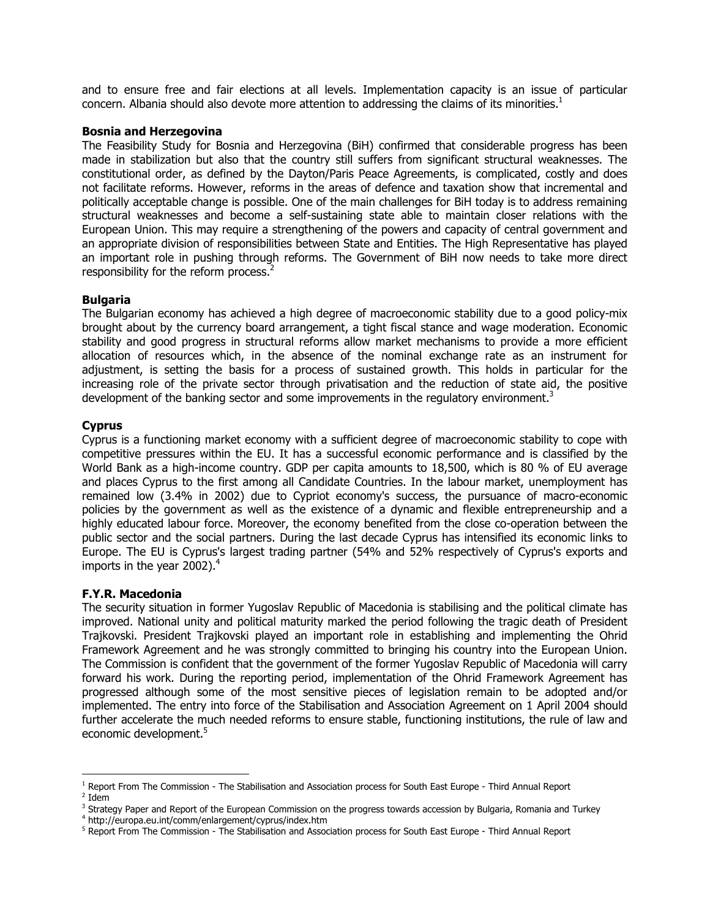and to ensure free and fair elections at all levels. Implementation capacity is an issue of particular concern. Albania should also devote more attention to addressing the claims of its minorities.[1]

**Bosnia and Herzegovina**

The Feasibility Study for Bosnia and Herzegovina (BiH) confirmed that considerable progress has been made in stabilization but also that the country still suffers from significant structural weaknesses. The constitutional order, as defined by the Dayton/Paris Peace Agreements, is complicated, costly and does not facilitate reforms. However, reforms in the areas of defence and taxation show that incremental and politically acceptable change is possible. One of the main challenges for BiH today is to address remaining structural weaknesses and become a self-sustaining state able to maintain closer relations with the European Union. This may require a strengthening of the powers and capacity of central government and an appropriate division of responsibilities between State and Entities. The High Representative has played an important role in pushing through reforms. The Government of BiH now needs to take more direct responsibility for the reform process.[2]

**Bulgaria**

The Bulgarian economy has achieved a high degree of macroeconomic stability due to a good policy-mix brought about by the currency board arrangement, a tight fiscal stance and wage moderation. Economic stability and good progress in structural reforms allow market mechanisms to provide a more efficient allocation of resources which, in the absence of the nominal exchange rate as an instrument for adjustment, is setting the basis for a process of sustained growth. This holds in particular for the increasing role of the private sector through privatisation and the reduction of state aid, the positive development of the banking sector and some improvements in the regulatory environment.[3]

**Cyprus**

Cyprus is a functioning market economy with a sufficient degree of macroeconomic stability to cope with competitive pressures within the EU. It has a successful economic performance and is classified by the World Bank as a high-income country. GDP per capita amounts to 18,500, which is 80 % of EU average and places Cyprus to the first among all Candidate Countries. In the labour market, unemployment has remained low (3.4% in 2002) due to Cypriot economy's success, the pursuance of macro-economic policies by the government as well as the existence of a dynamic and flexible entrepreneurship and a highly educated labour force. Moreover, the economy benefited from the close co-operation between the public sector and the social partners. During the last decade Cyprus has intensified its economic links to Europe. The EU is Cyprus's largest trading partner (54% and 52% respectively of Cyprus's exports and imports in the year 2002).[4]

**F.Y.R. Macedonia**

The security situation in former Yugoslav Republic of Macedonia is stabilising and the political climate has improved. National unity and political maturity marked the period following the tragic death of President Trajkovski. President Trajkovski played an important role in establishing and implementing the Ohrid Framework Agreement and he was strongly committed to bringing his country into the European Union. The Commission is confident that the government of the former Yugoslav Republic of Macedonia will carry forward his work. During the reporting period, implementation of the Ohrid Framework Agreement has progressed although some of the most sensitive pieces of legislation remain to be adopted and/or implemented. The entry into force of the Stabilisation and Association Agreement on 1 April 2004 should further accelerate the much needed reforms to ensure stable, functioning institutions, the rule of law and economic development.[5]

---

[1] Report From The Commission - The Stabilisation and Association process for South East Europe - Third Annual Report

[2] Idem

[3] Strategy Paper and Report of the European Commission on the progress towards accession by Bulgaria, Romania and Turkey

[4] http://europa.eu.int/comm/enlargement/cyprus/index.htm

[5] Report From The Commission - The Stabilisation and Association process for South East Europe - Third Annual Report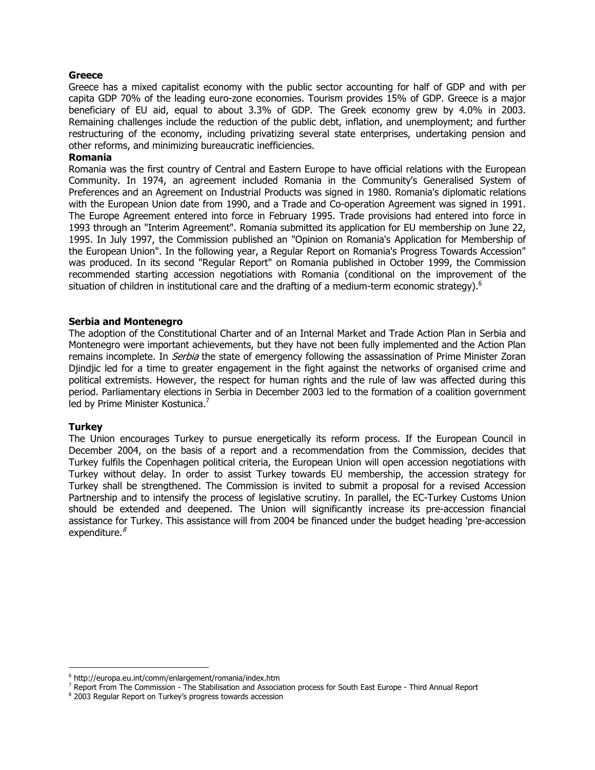**Greece**

Greece has a mixed capitalist economy with the public sector accounting for half of GDP and with per capita GDP 70% of the leading euro-zone economies. Tourism provides 15% of GDP. Greece is a major beneficiary of EU aid, equal to about 3.3% of GDP. The Greek economy grew by 4.0% in 2003. Remaining challenges include the reduction of the public debt, inflation, and unemployment; and further restructuring of the economy, including privatizing several state enterprises, undertaking pension and other reforms, and minimizing bureaucratic inefficiencies.

**Romania**

Romania was the first country of Central and Eastern Europe to have official relations with the European Community. In 1974, an agreement included Romania in the Community's Generalised System of Preferences and an Agreement on Industrial Products was signed in 1980. Romania's diplomatic relations with the European Union date from 1990, and a Trade and Co-operation Agreement was signed in 1991. The Europe Agreement entered into force in February 1995. Trade provisions had entered into force in 1993 through an "Interim Agreement". Romania submitted its application for EU membership on June 22, 1995. In July 1997, the Commission published an "Opinion on Romania's Application for Membership of the European Union". In the following year, a Regular Report on Romania's Progress Towards Accession" was produced. In its second "Regular Report" on Romania published in October 1999, the Commission recommended starting accession negotiations with Romania (conditional on the improvement of the situation of children in institutional care and the drafting of a medium-term economic strategy).[6]

**Serbia and Montenegro**

The adoption of the Constitutional Charter and of an Internal Market and Trade Action Plan in Serbia and Montenegro were important achievements, but they have not been fully implemented and the Action Plan remains incomplete. In *Serbia* the state of emergency following the assassination of Prime Minister Zoran Djindjic led for a time to greater engagement in the fight against the networks of organised crime and political extremists. However, the respect for human rights and the rule of law was affected during this period. Parliamentary elections in Serbia in December 2003 led to the formation of a coalition government led by Prime Minister Kostunica.[7]

**Turkey**

The Union encourages Turkey to pursue energetically its reform process. If the European Council in December 2004, on the basis of a report and a recommendation from the Commission, decides that Turkey fulfils the Copenhagen political criteria, the European Union will open accession negotiations with Turkey without delay. In order to assist Turkey towards EU membership, the accession strategy for Turkey shall be strengthened. The Commission is invited to submit a proposal for a revised Accession Partnership and to intensify the process of legislative scrutiny. In parallel, the EC-Turkey Customs Union should be extended and deepened. The Union will significantly increase its pre-accession financial assistance for Turkey. This assistance will from 2004 be financed under the budget heading 'pre-accession expenditure.[8]

---

[6] http://europa.eu.int/comm/enlargement/romania/index.htm

[7] Report From The Commission - The Stabilisation and Association process for South East Europe - Third Annual Report

[8] 2003 Regular Report on Turkey's progress towards accession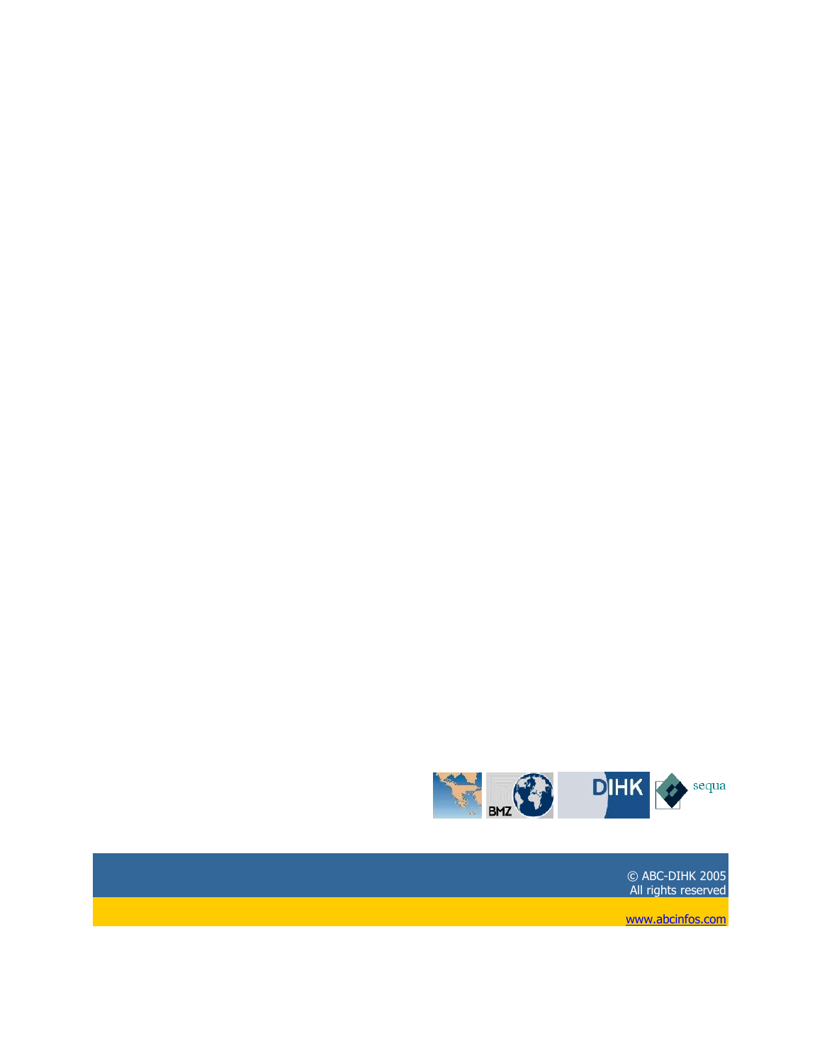© ABC-DIHK 2005
All rights reserved

www.abcinfos.com